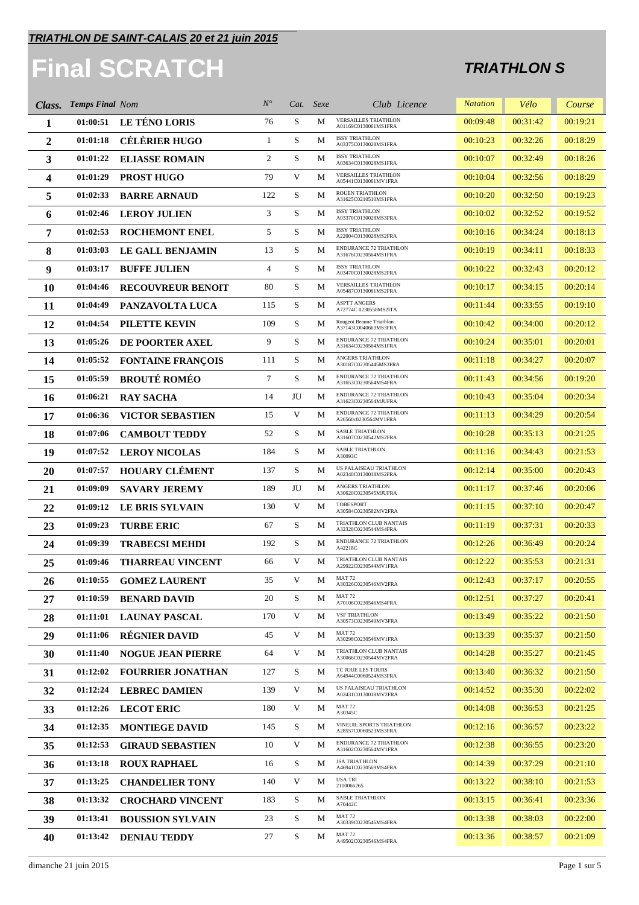***TRIATHLON DE SAINT-CALAIS 20 et 21 juin 2015***

# Final SCRATCH

## *TRIATHLON S*

| Class. | Temps Final | Nom | N° | Cat. | Sexe | Club Licence | Natation | Vélo | Course |
|---|---|---|---|---|---|---|---|---|---|
| 1 | 01:00:51 | LE TÉNO LORIS | 76 | S | M | VERSAILLES TRIATHLON A01169C0130061MS1FRA | 00:09:48 | 00:31:42 | 00:19:21 |
| 2 | 01:01:18 | CÉLÈRIER HUGO | 1 | S | M | ISSY TRIATHLON A03375C0130028MS1FRA | 00:10:23 | 00:32:26 | 00:18:29 |
| 3 | 01:01:22 | ELIASSE ROMAIN | 2 | S | M | ISSY TRIATHLON A03634C0130028MS1FRA | 00:10:07 | 00:32:49 | 00:18:26 |
| 4 | 01:01:29 | PROST HUGO | 79 | V | M | VERSAILLES TRIATHLON A05441C0130061MV1FRA | 00:10:04 | 00:32:56 | 00:18:29 |
| 5 | 01:02:33 | BARRE ARNAUD | 122 | S | M | ROUEN TRIATHLON A31625C0210510MS1FRA | 00:10:20 | 00:32:50 | 00:19:23 |
| 6 | 01:02:46 | LEROY JULIEN | 3 | S | M | ISSY TRIATHLON A03370C0130028MS3FRA | 00:10:02 | 00:32:52 | 00:19:52 |
| 7 | 01:02:53 | ROCHEMONT ENEL | 5 | S | M | ISSY TRIATHLON A22004C0130028MS2FRA | 00:10:16 | 00:34:24 | 00:18:13 |
| 8 | 01:03:03 | LE GALL BENJAMIN | 13 | S | M | ENDURANCE 72 TRIATHLON A31676C0230564MS1FRA | 00:10:19 | 00:34:11 | 00:18:33 |
| 9 | 01:03:17 | BUFFE JULIEN | 4 | S | M | ISSY TRIATHLON A03470C0130028MS2FRA | 00:10:22 | 00:32:43 | 00:20:12 |
| 10 | 01:04:46 | RECOUVREUR BENOIT | 80 | S | M | VERSAILLES TRIATHLON A05487C0130061MS2FRA | 00:10:17 | 00:34:15 | 00:20:14 |
| 11 | 01:04:49 | PANZAVOLTA LUCA | 115 | S | M | ASPTT ANGERS A72774C 0230558MS2ITA | 00:11:44 | 00:33:55 | 00:19:10 |
| 12 | 01:04:54 | PILETTE KEVIN | 109 | S | M | Rougeot Beaune Triathlon A37143C0040663MS3FRA | 00:10:42 | 00:34:00 | 00:20:12 |
| 13 | 01:05:26 | DE POORTER AXEL | 9 | S | M | ENDURANCE 72 TRIATHLON A31634C0230564MS1FRA | 00:10:24 | 00:35:01 | 00:20:01 |
| 14 | 01:05:52 | FONTAINE FRANÇOIS | 111 | S | M | ANGERS TRIATHLON A30187C02305445MS3FRA | 00:11:18 | 00:34:27 | 00:20:07 |
| 15 | 01:05:59 | BROUTÉ ROMÉO | 7 | S | M | ENDURANCE 72 TRIATHLON A31653C0230564MS4FRA | 00:11:43 | 00:34:56 | 00:19:20 |
| 16 | 01:06:21 | RAY SACHA | 14 | JU | M | ENDURANCE 72 TRIATHLON A31623C0230564MJUFRA | 00:10:43 | 00:35:04 | 00:20:34 |
| 17 | 01:06:36 | VICTOR SEBASTIEN | 15 | V | M | ENDURANCE 72 TRIATHLON A26560c0230564MV1FRA | 00:11:13 | 00:34:29 | 00:20:54 |
| 18 | 01:07:06 | CAMBOUT TEDDY | 52 | S | M | SABLE TRIATHLON A31607C0230542MS2FRA | 00:10:28 | 00:35:13 | 00:21:25 |
| 19 | 01:07:52 | LEROY NICOLAS | 184 | S | M | SABLE TRIATHLON A30093C | 00:11:16 | 00:34:43 | 00:21:53 |
| 20 | 01:07:57 | HOUARY CLÉMENT | 137 | S | M | US PALAISEAU TRIATHLON A02340C0130018MS2FRA | 00:12:14 | 00:35:00 | 00:20:43 |
| 21 | 01:09:09 | SAVARY JEREMY | 189 | JU | M | ANGERS TRIATHLON A30620C0230545MJUFRA | 00:11:17 | 00:37:46 | 00:20:06 |
| 22 | 01:09:12 | LE BRIS SYLVAIN | 130 | V | M | TOBESPORT A30584C0230582MV2FRA | 00:11:15 | 00:37:10 | 00:20:47 |
| 23 | 01:09:23 | TURBE ERIC | 67 | S | M | TRIATHLON CLUB NANTAIS A32328C0230544MS4FRA | 00:11:19 | 00:37:31 | 00:20:33 |
| 24 | 01:09:39 | TRABECSI MEHDI | 192 | S | M | ENDURANCE 72 TRIATHLON A42218C | 00:12:26 | 00:36:49 | 00:20:24 |
| 25 | 01:09:46 | THARREAU VINCENT | 66 | V | M | TRIATHLON CLUB NANTAIS A29922C0230544MV1FRA | 00:12:22 | 00:35:53 | 00:21:31 |
| 26 | 01:10:55 | GOMEZ LAURENT | 35 | V | M | MAT 72 A30326C0230546MV2FRA | 00:12:43 | 00:37:17 | 00:20:55 |
| 27 | 01:10:59 | BENARD DAVID | 20 | S | M | MAT 72 A70106C0230546MS4FRA | 00:12:51 | 00:37:27 | 00:20:41 |
| 28 | 01:11:01 | LAUNAY PASCAL | 170 | V | M | VSF TRIATHLON A30573C0230549MV3FRA | 00:13:49 | 00:35:22 | 00:21:50 |
| 29 | 01:11:06 | RÉGNIER DAVID | 45 | V | M | MAT 72 A30298C0230546MV1FRA | 00:13:39 | 00:35:37 | 00:21:50 |
| 30 | 01:11:40 | NOGUE JEAN PIERRE | 64 | V | M | TRIATHLON CLUB NANTAIS A30066C0230544MV2FRA | 00:14:28 | 00:35:27 | 00:21:45 |
| 31 | 01:12:02 | FOURRIER JONATHAN | 127 | S | M | TC JOUE LES TOURS A64944C0060524MS3FRA | 00:13:40 | 00:36:32 | 00:21:50 |
| 32 | 01:12:24 | LEBREC DAMIEN | 139 | V | M | US PALAISEAU TRIATHLON A02431C0130018MV2FRA | 00:14:52 | 00:35:30 | 00:22:02 |
| 33 | 01:12:26 | LECOT ERIC | 180 | V | M | MAT 72 A30345C | 00:14:08 | 00:36:53 | 00:21:25 |
| 34 | 01:12:35 | MONTIEGE DAVID | 145 | S | M | VINEUIL SPORTS TRIATHLON A28557C0060523MS3FRA | 00:12:16 | 00:36:57 | 00:23:22 |
| 35 | 01:12:53 | GIRAUD SEBASTIEN | 10 | V | M | ENDURANCE 72 TRIATHLON A31602C0230564MV1FRA | 00:12:38 | 00:36:55 | 00:23:20 |
| 36 | 01:13:18 | ROUX RAPHAEL | 16 | S | M | JSA TRIATHLON A46941C0230569MS4FRA | 00:14:39 | 00:37:29 | 00:21:10 |
| 37 | 01:13:25 | CHANDELIER TONY | 140 | V | M | USA TRI 2100066265 | 00:13:22 | 00:38:10 | 00:21:53 |
| 38 | 01:13:32 | CROCHARD VINCENT | 183 | S | M | SABLE TRIATHLON A70442C | 00:13:15 | 00:36:41 | 00:23:36 |
| 39 | 01:13:41 | BOUSSION SYLVAIN | 23 | S | M | MAT 72 A30339C0230546MS4FRA | 00:13:38 | 00:38:03 | 00:22:00 |
| 40 | 01:13:42 | DENIAU TEDDY | 27 | S | M | MAT 72 A49502C0230546MS4FRA | 00:13:36 | 00:38:57 | 00:21:09 |

dimanche 21 juin 2015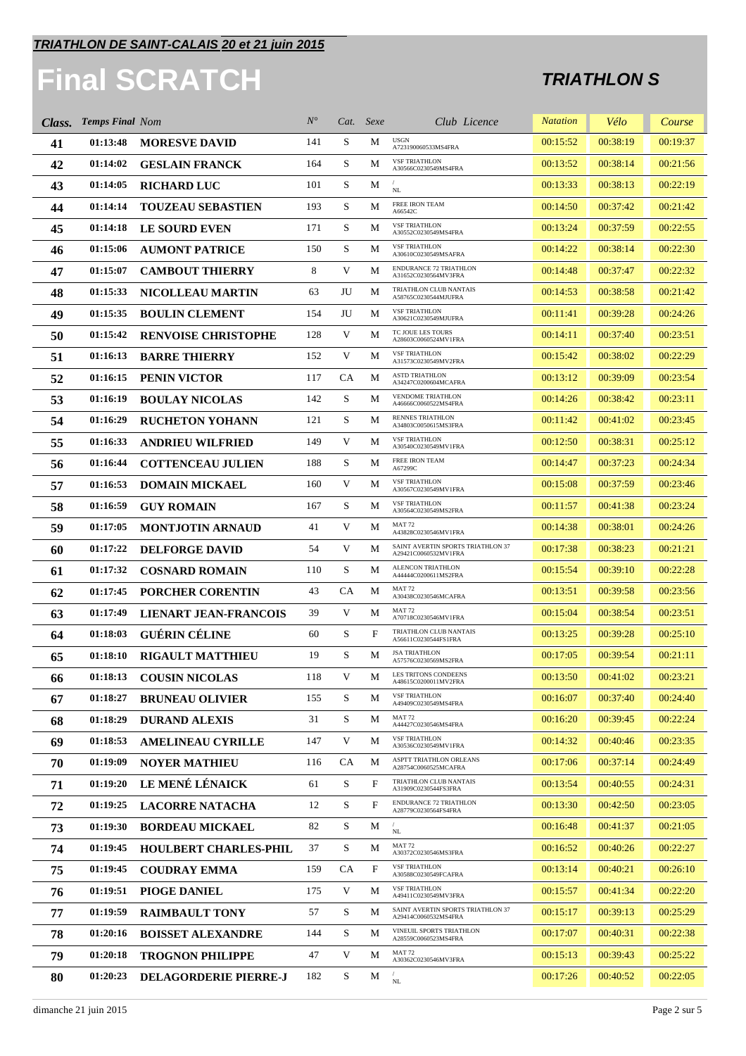**_TRIATHLON DE SAINT-CALAIS 20 et 21 juin 2015_**

# Final SCRATCH

## TRIATHLON S

| Class. | Temps Final | Nom | N° | Cat. | Sexe | Club Licence | Natation | Vélo | Course |
|---|---|---|---|---|---|---|---|---|---|
| 41 | 01:13:48 | MORESVE DAVID | 141 | S | M | USGN A72319006053 3MS4FRA | 00:15:52 | 00:38:19 | 00:19:37 |
| 42 | 01:14:02 | GESLAIN FRANCK | 164 | S | M | VSF TRIATHLON A30566C0230549MS4FRA | 00:13:52 | 00:38:14 | 00:21:56 |
| 43 | 01:14:05 | RICHARD LUC | 101 | S | M | / NL | 00:13:33 | 00:38:13 | 00:22:19 |
| 44 | 01:14:14 | TOUZEAU SEBASTIEN | 193 | S | M | FREE IRON TEAM A66542C | 00:14:50 | 00:37:42 | 00:21:42 |
| 45 | 01:14:18 | LE SOURD EVEN | 171 | S | M | VSF TRIATHLON A30552C0230549MS4FRA | 00:13:24 | 00:37:59 | 00:22:55 |
| 46 | 01:15:06 | AUMONT PATRICE | 150 | S | M | VSF TRIATHLON A30610C0230549MSAFRA | 00:14:22 | 00:38:14 | 00:22:30 |
| 47 | 01:15:07 | CAMBOUT THIERRY | 8 | V | M | ENDURANCE 72 TRIATHLON A31652C0230564MV3FRA | 00:14:48 | 00:37:47 | 00:22:32 |
| 48 | 01:15:33 | NICOLLEAU MARTIN | 63 | JU | M | TRIATHLON CLUB NANTAIS A58765C0230544MJUFRA | 00:14:53 | 00:38:58 | 00:21:42 |
| 49 | 01:15:35 | BOULIN CLEMENT | 154 | JU | M | VSF TRIATHLON A30621C0230549MJUFRA | 00:11:41 | 00:39:28 | 00:24:26 |
| 50 | 01:15:42 | RENVOISE CHRISTOPHE | 128 | V | M | TC JOUE LES TOURS A28603C0060524MV1FRA | 00:14:11 | 00:37:40 | 00:23:51 |
| 51 | 01:16:13 | BARRE THIERRY | 152 | V | M | VSF TRIATHLON A31573C0230549MV2FRA | 00:15:42 | 00:38:02 | 00:22:29 |
| 52 | 01:16:15 | PENIN VICTOR | 117 | CA | M | ASTD TRIATHLON A34247C0200604MCAFRA | 00:13:12 | 00:39:09 | 00:23:54 |
| 53 | 01:16:19 | BOULAY NICOLAS | 142 | S | M | VENDOME TRIATHLON A46666C0060522MS4FRA | 00:14:26 | 00:38:42 | 00:23:11 |
| 54 | 01:16:29 | RUCHETON YOHANN | 121 | S | M | RENNES TRIATHLON A34803C0050615MS3FRA | 00:11:42 | 00:41:02 | 00:23:45 |
| 55 | 01:16:33 | ANDRIEU WILFRIED | 149 | V | M | VSF TRIATHLON A30540C0230549MV1FRA | 00:12:50 | 00:38:31 | 00:25:12 |
| 56 | 01:16:44 | COTTENCEAU JULIEN | 188 | S | M | FREE IRON TEAM A67299C | 00:14:47 | 00:37:23 | 00:24:34 |
| 57 | 01:16:53 | DOMAIN MICKAEL | 160 | V | M | VSF TRIATHLON A30567C0230549MV1FRA | 00:15:08 | 00:37:59 | 00:23:46 |
| 58 | 01:16:59 | GUY ROMAIN | 167 | S | M | VSF TRIATHLON A30564C0230549MS2FRA | 00:11:57 | 00:41:38 | 00:23:24 |
| 59 | 01:17:05 | MONTJOTIN ARNAUD | 41 | V | M | MAT 72 A43828C0230546MV1FRA | 00:14:38 | 00:38:01 | 00:24:26 |
| 60 | 01:17:22 | DELFORGE DAVID | 54 | V | M | SAINT AVERTIN SPORTS TRIATHLON 37 A29421C0060532MV1FRA | 00:17:38 | 00:38:23 | 00:21:21 |
| 61 | 01:17:32 | COSNARD ROMAIN | 110 | S | M | ALENCON TRIATHLON A44444C0200611MS2FRA | 00:15:54 | 00:39:10 | 00:22:28 |
| 62 | 01:17:45 | PORCHER CORENTIN | 43 | CA | M | MAT 72 A30438C0230546MCAFRA | 00:13:51 | 00:39:58 | 00:23:56 |
| 63 | 01:17:49 | LIENART JEAN-FRANCOIS | 39 | V | M | MAT 72 A70718C0230546MV1FRA | 00:15:04 | 00:38:54 | 00:23:51 |
| 64 | 01:18:03 | GUÉRIN CÉLINE | 60 | S | F | TRIATHLON CLUB NANTAIS A56611C0230544FS1FRA | 00:13:25 | 00:39:28 | 00:25:10 |
| 65 | 01:18:10 | RIGAULT MATTHIEU | 19 | S | M | JSA TRIATHLON A57576C0230569MS2FRA | 00:17:05 | 00:39:54 | 00:21:11 |
| 66 | 01:18:13 | COUSIN NICOLAS | 118 | V | M | LES TRITONS CONDEENS A48615C0200011MV2FRA | 00:13:50 | 00:41:02 | 00:23:21 |
| 67 | 01:18:27 | BRUNEAU OLIVIER | 155 | S | M | VSF TRIATHLON A49409C0230549MS4FRA | 00:16:07 | 00:37:40 | 00:24:40 |
| 68 | 01:18:29 | DURAND ALEXIS | 31 | S | M | MAT 72 A44427C0230546MS4FRA | 00:16:20 | 00:39:45 | 00:22:24 |
| 69 | 01:18:53 | AMELINEAU CYRILLE | 147 | V | M | VSF TRIATHLON A30536C0230549MV1FRA | 00:14:32 | 00:40:46 | 00:23:35 |
| 70 | 01:19:09 | NOYER MATHIEU | 116 | CA | M | ASPTT TRIATHLON ORLEANS A28754C0060525MCAFRA | 00:17:06 | 00:37:14 | 00:24:49 |
| 71 | 01:19:20 | LE MENÉ LÉNAICK | 61 | S | F | TRIATHLON CLUB NANTAIS A31909C0230544FS3FRA | 00:13:54 | 00:40:55 | 00:24:31 |
| 72 | 01:19:25 | LACORRE NATACHA | 12 | S | F | ENDURANCE 72 TRIATHLON A28779C0230564FS4FRA | 00:13:30 | 00:42:50 | 00:23:05 |
| 73 | 01:19:30 | BORDEAU MICKAEL | 82 | S | M | / NL | 00:16:48 | 00:41:37 | 00:21:05 |
| 74 | 01:19:45 | HOULBERT CHARLES-PHIL | 37 | S | M | MAT 72 A30372C0230546MS3FRA | 00:16:52 | 00:40:26 | 00:22:27 |
| 75 | 01:19:45 | COUDRAY EMMA | 159 | CA | F | VSF TRIATHLON A30588C0230549FCAFRA | 00:13:14 | 00:40:21 | 00:26:10 |
| 76 | 01:19:51 | PIOGE DANIEL | 175 | V | M | VSF TRIATHLON A49411C0230549MV3FRA | 00:15:57 | 00:41:34 | 00:22:20 |
| 77 | 01:19:59 | RAIMBAULT TONY | 57 | S | M | SAINT AVERTIN SPORTS TRIATHLON 37 A29414C0060532MS4FRA | 00:15:17 | 00:39:13 | 00:25:29 |
| 78 | 01:20:16 | BOISSET ALEXANDRE | 144 | S | M | VINEUIL SPORTS TRIATHLON A28559C0060523MS4FRA | 00:17:07 | 00:40:31 | 00:22:38 |
| 79 | 01:20:18 | TROGNON PHILIPPE | 47 | V | M | MAT 72 A30362C0230546MV3FRA | 00:15:13 | 00:39:43 | 00:25:22 |
| 80 | 01:20:23 | DELAGORDERIE PIERRE-J | 182 | S | M | / NL | 00:17:26 | 00:40:52 | 00:22:05 |

dimanche 21 juin 2015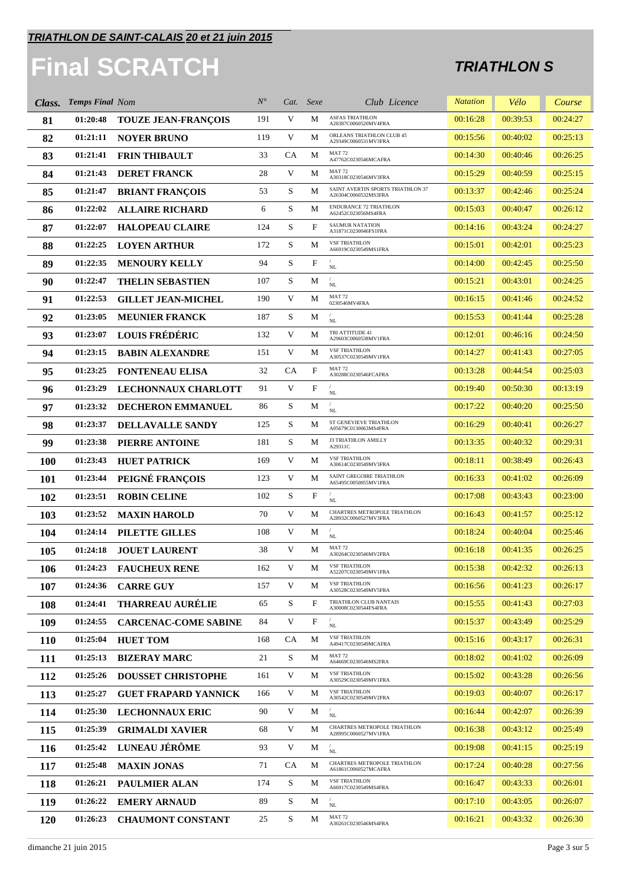**TRIATHLON DE SAINT-CALAIS 20 et 21 juin 2015**

# Final SCRATCH

## TRIATHLON S

| Class. | Temps Final | Nom | N° | Cat. | Sexe | Club Licence | Natation | Vélo | Course |
|---|---|---|---|---|---|---|---|---|---|
| 81 | 01:20:48 | TOUZE JEAN-FRANÇOIS | 191 | V | M | ASFAS TRIATHLON A28387C0060520MV4FRA | 00:16:28 | 00:39:53 | 00:24:27 |
| 82 | 01:21:11 | NOYER BRUNO | 119 | V | M | ORLEANS TRIATHLON CLUB 45 A29349C0060531MV3FRA | 00:15:56 | 00:40:02 | 00:25:13 |
| 83 | 01:21:41 | FRIN THIBAULT | 33 | CA | M | MAT 72 A47762C0230546MCAFRA | 00:14:30 | 00:40:46 | 00:26:25 |
| 84 | 01:21:43 | DERET FRANCK | 28 | V | M | MAT 72 A30318C0230546MV3FRA | 00:15:29 | 00:40:59 | 00:25:15 |
| 85 | 01:21:47 | BRIANT FRANÇOIS | 53 | S | M | SAINT AVERTIN SPORTS TRIATHLON 37 A26304C0060532MS3FRA | 00:13:37 | 00:42:46 | 00:25:24 |
| 86 | 01:22:02 | ALLAIRE RICHARD | 6 | S | M | ENDURANCE 72 TRIATHLON A62452C0230S6MS4FRA | 00:15:03 | 00:40:47 | 00:26:12 |
| 87 | 01:22:07 | HALOPEAU CLAIRE | 124 | S | F | SAUMUR NATATION A31871C0230046FS1FRA | 00:14:16 | 00:43:24 | 00:24:27 |
| 88 | 01:22:25 | LOYEN ARTHUR | 172 | S | M | VSF TRIATHLON A66919C0230549MS1FRA | 00:15:01 | 00:42:01 | 00:25:23 |
| 89 | 01:22:35 | MENOURY KELLY | 94 | S | F | / NL | 00:14:00 | 00:42:45 | 00:25:50 |
| 90 | 01:22:47 | THELIN SEBASTIEN | 107 | S | M | / NL | 00:15:21 | 00:43:01 | 00:24:25 |
| 91 | 01:22:53 | GILLET JEAN-MICHEL | 190 | V | M | MAT 72 0230546MV4FRA | 00:16:15 | 00:41:46 | 00:24:52 |
| 92 | 01:23:05 | MEUNIER FRANCK | 187 | S | M | / NL | 00:15:53 | 00:41:44 | 00:25:28 |
| 93 | 01:23:07 | LOUIS FRÉDÉRIC | 132 | V | M | TRI ATTITUDE 41 A29603C0060538MV1FRA | 00:12:01 | 00:46:16 | 00:24:50 |
| 94 | 01:23:15 | BABIN ALEXANDRE | 151 | V | M | VSF TRIATHLON A30537C0230549MV1FRA | 00:14:27 | 00:41:43 | 00:27:05 |
| 95 | 01:23:25 | FONTENEAU ELISA | 32 | CA | F | MAT 72 A30288C0230546FCAFRA | 00:13:28 | 00:44:54 | 00:25:03 |
| 96 | 01:23:29 | LECHONNAUX CHARLOTT | 91 | V | F | / NL | 00:19:40 | 00:50:30 | 00:13:19 |
| 97 | 01:23:32 | DECHERON EMMANUEL | 86 | S | M | / NL | 00:17:22 | 00:40:20 | 00:25:50 |
| 98 | 01:23:37 | DELLAVALLE SANDY | 125 | S | M | ST GENEVIEVE TRIATHLON A05679C0130063MS4FRA | 00:16:29 | 00:40:41 | 00:26:27 |
| 99 | 01:23:38 | PIERRE ANTOINE | 181 | S | M | J3 TRIATHLON AMILLY A29311C | 00:13:35 | 00:40:32 | 00:29:31 |
| 100 | 01:23:43 | HUET PATRICK | 169 | V | M | VSF TRIATHLON A30614C0230549MV3FRA | 00:18:11 | 00:38:49 | 00:26:43 |
| 101 | 01:23:44 | PEIGNÉ FRANÇOIS | 123 | V | M | SAINT GREGOIRE TRIATHLON A65495C0050055MV1FRA | 00:16:33 | 00:41:02 | 00:26:09 |
| 102 | 01:23:51 | ROBIN CELINE | 102 | S | F | / NL | 00:17:08 | 00:43:43 | 00:23:00 |
| 103 | 01:23:52 | MAXIN HAROLD | 70 | V | M | CHARTRES METROPOLE TRIATHLON A28932C0060527MV3FRA | 00:16:43 | 00:41:57 | 00:25:12 |
| 104 | 01:24:14 | PILETTE GILLES | 108 | V | M | / NL | 00:18:24 | 00:40:04 | 00:25:46 |
| 105 | 01:24:18 | JOUET LAURENT | 38 | V | M | MAT 72 A30264C0230546MV2FRA | 00:16:18 | 00:41:35 | 00:26:25 |
| 106 | 01:24:23 | FAUCHEUX RENE | 162 | V | M | VSF TRIATHLON A52207C0230549MV1FRA | 00:15:38 | 00:42:32 | 00:26:13 |
| 107 | 01:24:36 | CARRE GUY | 157 | V | M | VSF TRIATHLON A30528C0230549MV5FRA | 00:16:56 | 00:41:23 | 00:26:17 |
| 108 | 01:24:41 | THARREAU AURÉLIE | 65 | S | F | TRIATHLON CLUB NANTAIS A30008C0230544FS4FRA | 00:15:55 | 00:41:43 | 00:27:03 |
| 109 | 01:24:55 | CARCENAC-COME SABINE | 84 | V | F | / NL | 00:15:37 | 00:43:49 | 00:25:29 |
| 110 | 01:25:04 | HUET TOM | 168 | CA | M | VSF TRIATHLON A49417C0230549MCAFRA | 00:15:16 | 00:43:17 | 00:26:31 |
| 111 | 01:25:13 | BIZERAY MARC | 21 | S | M | MAT 72 A64669C0230546MS2FRA | 00:18:02 | 00:41:02 | 00:26:09 |
| 112 | 01:25:26 | DOUSSET CHRISTOPHE | 161 | V | M | VSF TRIATHLON A30529C0230549MV1FRA | 00:15:02 | 00:43:28 | 00:26:56 |
| 113 | 01:25:27 | GUET FRAPARD YANNICK | 166 | V | M | VSF TRIATHLON A30542C0230549MV2FRA | 00:19:03 | 00:40:07 | 00:26:17 |
| 114 | 01:25:30 | LECHONNAUX ERIC | 90 | V | M | / NL | 00:16:44 | 00:42:07 | 00:26:39 |
| 115 | 01:25:39 | GRIMALDI XAVIER | 68 | V | M | CHARTRES METROPOLE TRIATHLON A28995C0060527MV1FRA | 00:16:38 | 00:43:12 | 00:25:49 |
| 116 | 01:25:42 | LUNEAU JÉRÔME | 93 | V | M | / NL | 00:19:08 | 00:41:15 | 00:25:19 |
| 117 | 01:25:48 | MAXIN JONAS | 71 | CA | M | CHARTRES METROPOLE TRIATHLON A61861C0060527MCAFRA | 00:17:24 | 00:40:28 | 00:27:56 |
| 118 | 01:26:21 | PAULMIER ALAN | 174 | S | M | VSF TRIATHLON A66917C0230549MS4FRA | 00:16:47 | 00:43:33 | 00:26:01 |
| 119 | 01:26:22 | EMERY ARNAUD | 89 | S | M | / NL | 00:17:10 | 00:43:05 | 00:26:07 |
| 120 | 01:26:23 | CHAUMONT CONSTANT | 25 | S | M | MAT 72 A30261C0230546MS4FRA | 00:16:21 | 00:43:32 | 00:26:30 |

dimanche 21 juin 2015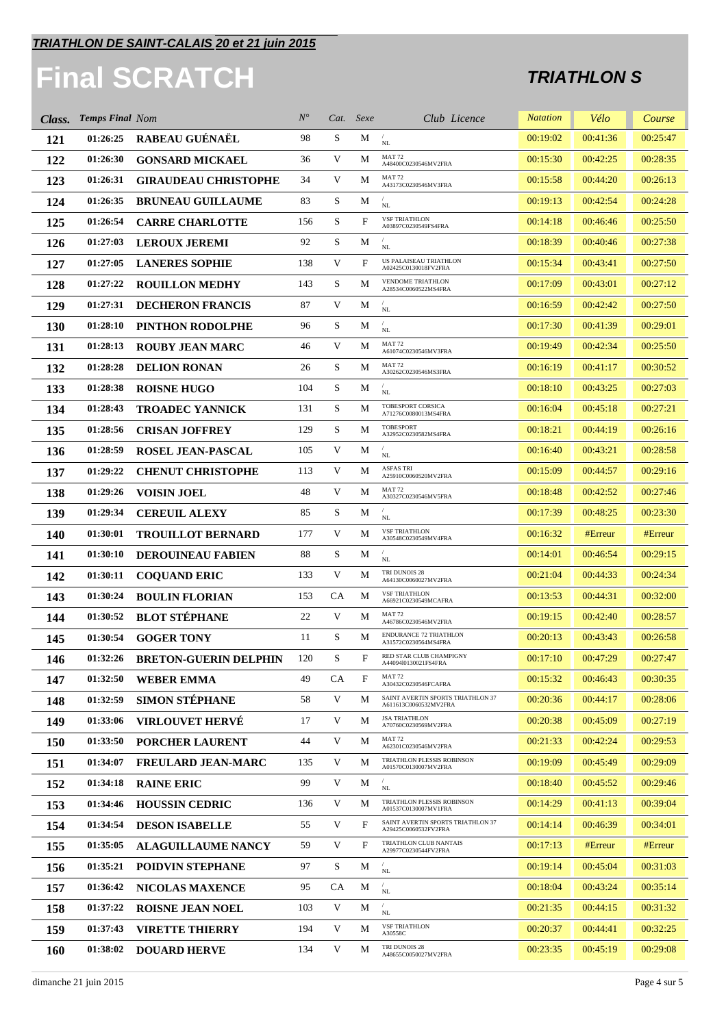***TRIATHLON DE SAINT-CALAIS 20 et 21 juin 2015***

# Final SCRATCH

## *TRIATHLON S*

| *Class.* | *Temps Final* | *Nom* | *N°* | *Cat.* | *Sexe* | *Club Licence* | *Natation* | *Vélo* | *Course* |
|---|---|---|---|---|---|---|---|---|---|
| **121** | **01:26:25** | **RABEAU GUÉNAËL** | 98 | S | M | / NL | 00:19:02 | 00:41:36 | 00:25:47 |
| **122** | **01:26:30** | **GONSARD MICKAEL** | 36 | V | M | MAT 72 A48400C0230546MV2FRA | 00:15:30 | 00:42:25 | 00:28:35 |
| **123** | **01:26:31** | **GIRAUDEAU CHRISTOPHE** | 34 | V | M | MAT 72 A43173C0230546MV3FRA | 00:15:58 | 00:44:20 | 00:26:13 |
| **124** | **01:26:35** | **BRUNEAU GUILLAUME** | 83 | S | M | / NL | 00:19:13 | 00:42:54 | 00:24:28 |
| **125** | **01:26:54** | **CARRE CHARLOTTE** | 156 | S | F | VSF TRIATHLON A03897C0230549FS4FRA | 00:14:18 | 00:46:46 | 00:25:50 |
| **126** | **01:27:03** | **LEROUX JEREMI** | 92 | S | M | / NL | 00:18:39 | 00:40:46 | 00:27:38 |
| **127** | **01:27:05** | **LANERES SOPHIE** | 138 | V | F | US PALAISEAU TRIATHLON A02425C0130018FV2FRA | 00:15:34 | 00:43:41 | 00:27:50 |
| **128** | **01:27:22** | **ROUILLON MEDHY** | 143 | S | M | VENDOME TRIATHLON A28534C0060522MS4FRA | 00:17:09 | 00:43:01 | 00:27:12 |
| **129** | **01:27:31** | **DECHERON FRANCIS** | 87 | V | M | / NL | 00:16:59 | 00:42:42 | 00:27:50 |
| **130** | **01:28:10** | **PINTHON RODOLPHE** | 96 | S | M | / NL | 00:17:30 | 00:41:39 | 00:29:01 |
| **131** | **01:28:13** | **ROUBY JEAN MARC** | 46 | V | M | MAT 72 A61074C0230546MV3FRA | 00:19:49 | 00:42:34 | 00:25:50 |
| **132** | **01:28:28** | **DELION RONAN** | 26 | S | M | MAT 72 A30262C0230546MS3FRA | 00:16:19 | 00:41:17 | 00:30:52 |
| **133** | **01:28:38** | **ROISNE HUGO** | 104 | S | M | / NL | 00:18:10 | 00:43:25 | 00:27:03 |
| **134** | **01:28:43** | **TROADEC YANNICK** | 131 | S | M | TOBESPORT CORSICA A71276C0080013MS4FRA | 00:16:04 | 00:45:18 | 00:27:21 |
| **135** | **01:28:56** | **CRISAN JOFFREY** | 129 | S | M | TOBESPORT A32952C0230582MS4FRA | 00:18:21 | 00:44:19 | 00:26:16 |
| **136** | **01:28:59** | **ROSEL JEAN-PASCAL** | 105 | V | M | / NL | 00:16:40 | 00:43:21 | 00:28:58 |
| **137** | **01:29:22** | **CHENUT CHRISTOPHE** | 113 | V | M | ASFAS TRI A25910C0060520MV2FRA | 00:15:09 | 00:44:57 | 00:29:16 |
| **138** | **01:29:26** | **VOISIN JOEL** | 48 | V | M | MAT 72 A30327C0230546MV5FRA | 00:18:48 | 00:42:52 | 00:27:46 |
| **139** | **01:29:34** | **CEREUIL ALEXY** | 85 | S | M | / NL | 00:17:39 | 00:48:25 | 00:23:30 |
| **140** | **01:30:01** | **TROUILLOT BERNARD** | 177 | V | M | VSF TRIATHLON A30548C0230549MV4FRA | 00:16:32 | #Erreur | #Erreur |
| **141** | **01:30:10** | **DEROUINEAU FABIEN** | 88 | S | M | / NL | 00:14:01 | 00:46:54 | 00:29:15 |
| **142** | **01:30:11** | **COQUAND ERIC** | 133 | V | M | TRI DUNOIS 28 A64130C0060027MV2FRA | 00:21:04 | 00:44:33 | 00:24:34 |
| **143** | **01:30:24** | **BOULIN FLORIAN** | 153 | CA | M | VSF TRIATHLON A66921C0230549MCAFRA | 00:13:53 | 00:44:31 | 00:32:00 |
| **144** | **01:30:52** | **BLOT STÉPHANE** | 22 | V | M | MAT 72 A46786C0230546MV2FRA | 00:19:15 | 00:42:40 | 00:28:57 |
| **145** | **01:30:54** | **GOGER TONY** | 11 | S | M | ENDURANCE 72 TRIATHLON A31572C0230564MS4FRA | 00:20:13 | 00:43:43 | 00:26:58 |
| **146** | **01:32:26** | **BRETON-GUERIN DELPHIN** | 120 | S | F | RED STAR CLUB CHAMPIGNY A44094I0130021FS4FRA | 00:17:10 | 00:47:29 | 00:27:47 |
| **147** | **01:32:50** | **WEBER EMMA** | 49 | CA | F | MAT 72 A30432C0230546FCAFRA | 00:15:32 | 00:46:43 | 00:30:35 |
| **148** | **01:32:59** | **SIMON STÉPHANE** | 58 | V | M | SAINT AVERTIN SPORTS TRIATHLON 37 A611613C0060532MV2FRA | 00:20:36 | 00:44:17 | 00:28:06 |
| **149** | **01:33:06** | **VIRLOUVET HERVÉ** | 17 | V | M | JSA TRIATHLON A70760C0230569MV2FRA | 00:20:38 | 00:45:09 | 00:27:19 |
| **150** | **01:33:50** | **PORCHER LAURENT** | 44 | V | M | MAT 72 A62301C0230546MV2FRA | 00:21:33 | 00:42:24 | 00:29:53 |
| **151** | **01:34:07** | **FREULARD JEAN-MARC** | 135 | V | M | TRIATHLON PLESSIS ROBINSON A01570C0130007MV2FRA | 00:19:09 | 00:45:49 | 00:29:09 |
| **152** | **01:34:18** | **RAINE ERIC** | 99 | V | M | / NL | 00:18:40 | 00:45:52 | 00:29:46 |
| **153** | **01:34:46** | **HOUSSIN CEDRIC** | 136 | V | M | TRIATHLON PLESSIS ROBINSON A01537C0130007MV1FRA | 00:14:29 | 00:41:13 | 00:39:04 |
| **154** | **01:34:54** | **DESON ISABELLE** | 55 | V | F | SAINT AVERTIN SPORTS TRIATHLON 37 A29425C0060532FV2FRA | 00:14:14 | 00:46:39 | 00:34:01 |
| **155** | **01:35:05** | **ALAGUILLAUME NANCY** | 59 | V | F | TRIATHLON CLUB NANTAIS A29977C0230544FV2FRA | 00:17:13 | #Erreur | #Erreur |
| **156** | **01:35:21** | **POIDVIN STEPHANE** | 97 | S | M | / NL | 00:19:14 | 00:45:04 | 00:31:03 |
| **157** | **01:36:42** | **NICOLAS MAXENCE** | 95 | CA | M | / NL | 00:18:04 | 00:43:24 | 00:35:14 |
| **158** | **01:37:22** | **ROISNE JEAN NOEL** | 103 | V | M | / NL | 00:21:35 | 00:44:15 | 00:31:32 |
| **159** | **01:37:43** | **VIRETTE THIERRY** | 194 | V | M | VSF TRIATHLON A30558C | 00:20:37 | 00:44:41 | 00:32:25 |
| **160** | **01:38:02** | **DOUARD HERVE** | 134 | V | M | TRI DUNOIS 28 A48655C0050027MV2FRA | 00:23:35 | 00:45:19 | 00:29:08 |

dimanche 21 juin 2015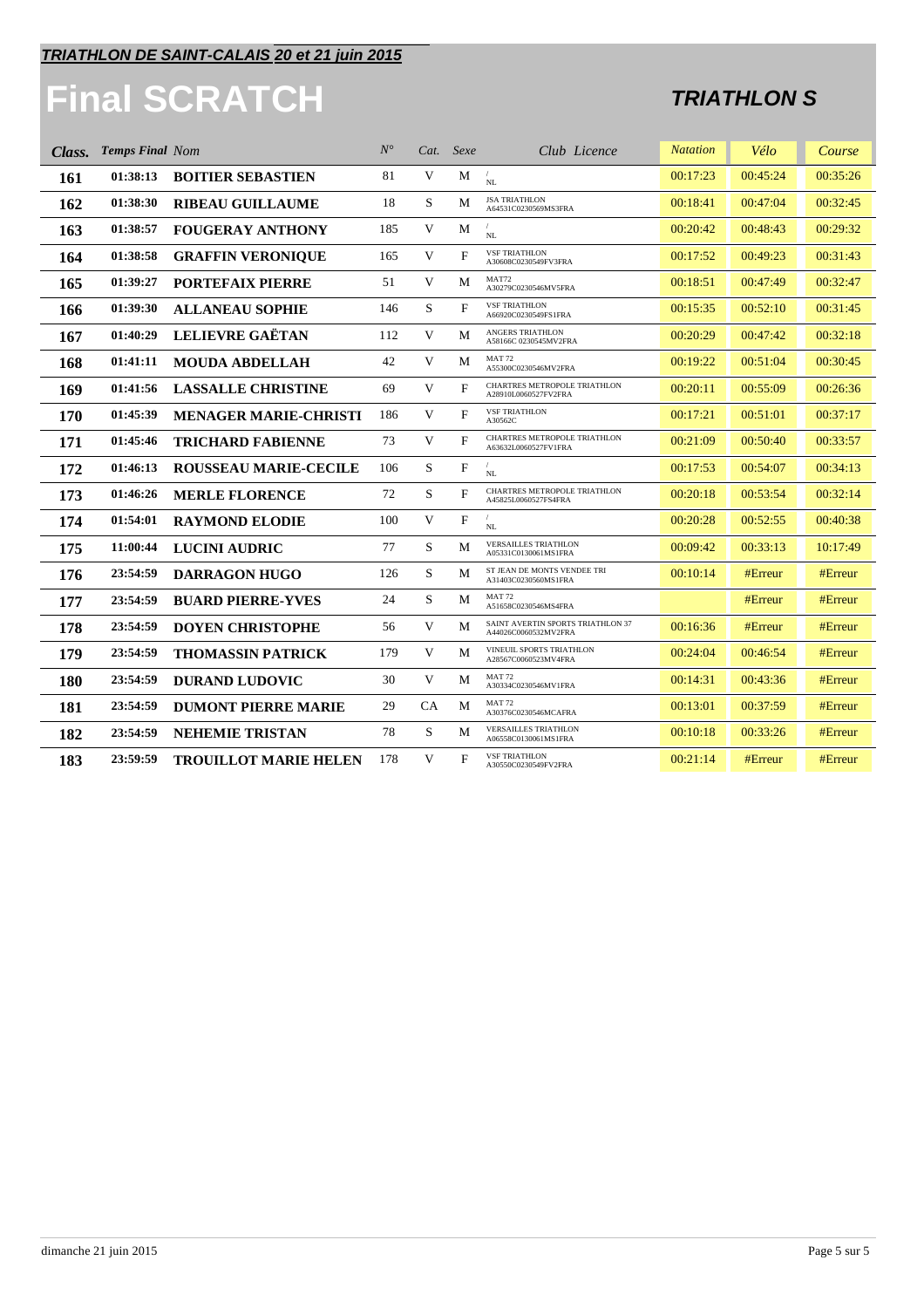**TRIATHLON DE SAINT-CALAIS 20 et 21 juin 2015**

# Final SCRATCH

## TRIATHLON S

| Class. | Temps Final | Nom | N° | Cat. | Sexe | Club Licence | Natation | Vélo | Course |
|---|---|---|---|---|---|---|---|---|---|
| 161 | 01:38:13 | BOITIER SEBASTIEN | 81 | V | M | / NL | 00:17:23 | 00:45:24 | 00:35:26 |
| 162 | 01:38:30 | RIBEAU GUILLAUME | 18 | S | M | JSA TRIATHLON A64531C0230569MS3FRA | 00:18:41 | 00:47:04 | 00:32:45 |
| 163 | 01:38:57 | FOUGERAY ANTHONY | 185 | V | M | / NL | 00:20:42 | 00:48:43 | 00:29:32 |
| 164 | 01:38:58 | GRAFFIN VERONIQUE | 165 | V | F | VSF TRIATHLON A30608C0230549FV3FRA | 00:17:52 | 00:49:23 | 00:31:43 |
| 165 | 01:39:27 | PORTEFAIX PIERRE | 51 | V | M | MAT72 A30279C0230546MV5FRA | 00:18:51 | 00:47:49 | 00:32:47 |
| 166 | 01:39:30 | ALLANEAU SOPHIE | 146 | S | F | VSF TRIATHLON A66920C0230549FS1FRA | 00:15:35 | 00:52:10 | 00:31:45 |
| 167 | 01:40:29 | LELIEVRE GAËTAN | 112 | V | M | ANGERS TRIATHLON A58166C 0230545MV2FRA | 00:20:29 | 00:47:42 | 00:32:18 |
| 168 | 01:41:11 | MOUDA ABDELLAH | 42 | V | M | MAT 72 A55300C0230546MV2FRA | 00:19:22 | 00:51:04 | 00:30:45 |
| 169 | 01:41:56 | LASSALLE CHRISTINE | 69 | V | F | CHARTRES METROPOLE TRIATHLON A28910L0060527FV2FRA | 00:20:11 | 00:55:09 | 00:26:36 |
| 170 | 01:45:39 | MENAGER MARIE-CHRISTI | 186 | V | F | VSF TRIATHLON A30562C | 00:17:21 | 00:51:01 | 00:37:17 |
| 171 | 01:45:46 | TRICHARD FABIENNE | 73 | V | F | CHARTRES METROPOLE TRIATHLON A63632L0060527FV1FRA | 00:21:09 | 00:50:40 | 00:33:57 |
| 172 | 01:46:13 | ROUSSEAU MARIE-CECILE | 106 | S | F | / NL | 00:17:53 | 00:54:07 | 00:34:13 |
| 173 | 01:46:26 | MERLE FLORENCE | 72 | S | F | CHARTRES METROPOLE TRIATHLON A45825L0060527FS4FRA | 00:20:18 | 00:53:54 | 00:32:14 |
| 174 | 01:54:01 | RAYMOND ELODIE | 100 | V | F | / NL | 00:20:28 | 00:52:55 | 00:40:38 |
| 175 | 11:00:44 | LUCINI AUDRIC | 77 | S | M | VERSAILLES TRIATHLON A05331C0130061MS1FRA | 00:09:42 | 00:33:13 | 10:17:49 |
| 176 | 23:54:59 | DARRAGON HUGO | 126 | S | M | ST JEAN DE MONTS VENDEE TRI A31403C0230560MS1FRA | 00:10:14 | #Erreur | #Erreur |
| 177 | 23:54:59 | BUARD PIERRE-YVES | 24 | S | M | MAT 72 A51658C0230546MS4FRA | | #Erreur | #Erreur |
| 178 | 23:54:59 | DOYEN CHRISTOPHE | 56 | V | M | SAINT AVERTIN SPORTS TRIATHLON 37 A44026C0060532MV2FRA | 00:16:36 | #Erreur | #Erreur |
| 179 | 23:54:59 | THOMASSIN PATRICK | 179 | V | M | VINEUIL SPORTS TRIATHLON A28567C0060523MV4FRA | 00:24:04 | 00:46:54 | #Erreur |
| 180 | 23:54:59 | DURAND LUDOVIC | 30 | V | M | MAT 72 A30334C0230546MV1FRA | 00:14:31 | 00:43:36 | #Erreur |
| 181 | 23:54:59 | DUMONT PIERRE MARIE | 29 | CA | M | MAT 72 A30376C0230546MCAFRA | 00:13:01 | 00:37:59 | #Erreur |
| 182 | 23:54:59 | NEHEMIE TRISTAN | 78 | S | M | VERSAILLES TRIATHLON A06558C0130061MS1FRA | 00:10:18 | 00:33:26 | #Erreur |
| 183 | 23:59:59 | TROUILLOT MARIE HELEN | 178 | V | F | VSF TRIATHLON A30550C0230549FV2FRA | 00:21:14 | #Erreur | #Erreur |

dimanche 21 juin 2015